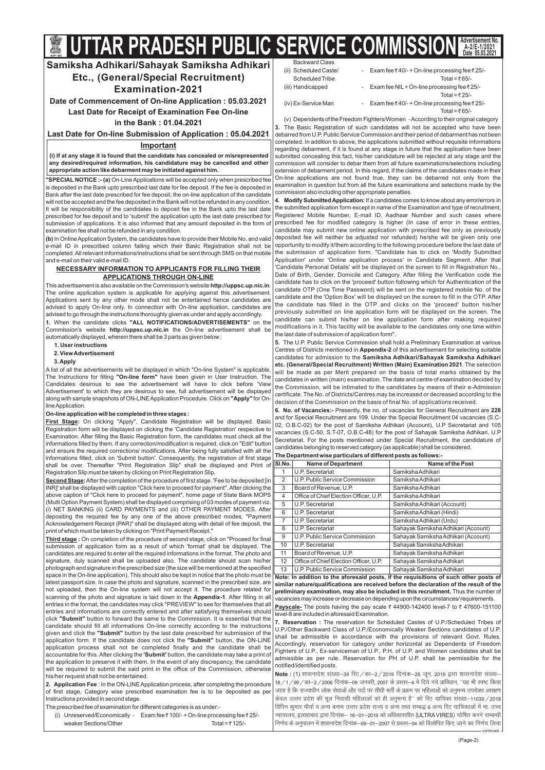# UTTAR PRADESH PUBLIC SERVICE COMMISSION

Advertisement No. A-2/E-1/2021 Date 05.03.2021

## Samiksha Adhikari/Sahayak Samiksha Adhikari Etc., (General/Special Recruitment) Examination-2021

**Date of Commencement of On-line Application : 05.03.2021**

**Last Date for Receipt of Examination Fee On-line in the Bank : 01.04.2021**

**Last Date for On-line Submission of Application : 05.04.2021**

### Important

**(i) If at any stage it is found that the candidate has concealed or misrepresented any desired/required information, his candidature may be cancelled and other appropriate action like debarment may be initiated against him.**

**"SPECIAL NOTICE :- (a)** On-Line Applications will be accepted only when prescribed fee is deposited in the Bank upto prescribed last date for fee deposit. If the fee is deposited in Bank after the last date prescribed for fee deposit, the on-line application of the candidate will not be accepted and the fee deposited in the Bank will not be refunded in any condition. It will be responsibility of the candidates to deposit fee in the Bank upto the last date prescribed for fee deposit and to 'submit' the application upto the last date prescribed for submission of applications. It is also informed that any amount deposited in the form of examination fee shall not be refunded in any condition.

**(b)** In Online Application System, the candidates have to provide their Mobile No. and valid e-mail ID in prescribed column failing which their Basic Registration shall not be completed. All relevant informations/instructions shall be sent through SMS on that mobile and e-mail on their valid e-mail ID.

### NECESSARY INFORMATION TO APPLICANTS FOR FILLING THEIR APPLICATIONS THROUGH ON-LINE

This advertisement is also available on the Commission's website **http://uppsc.up.nic.in**. The online application system is applicable for applying against this advertisement. Applications sent by any other mode shall not be entertained hence candidates are advised to apply On-line only. In connection with On-line application, candidates are advised to go through the instructions thoroughly given as under and apply accordingly.

**1.** When the candidate clicks **"ALL NOTIFICATIONS/ADVERTISEMENTS"** on the Commission's website **http://uppsc.up.nic.in** the On-line advertisement shall be automatically displayed, wherein there shall be 3 parts as given below :

**1. User instructions**

**2. View Advertisement**

**3. Apply**

A list of all the advertisements will be displayed in which "On-line System" is applicable. The Instructions for filling **"On-line form"** have been given in User Instruction. The Candidates desirous to see the advertisement will have to click before 'View Advertisement' to which they are desirous to see, full advertisement will be displayed along with sample snapshots of ON-LINE Application Procedure. Click on **"Apply"** for On-line Application.

**On-line application will be completed in three stages :**

**First Stage:** On clicking "Apply", Candidate Registration will be displayed. Basic Registration form will be displayed on clicking the 'Candidate Registration' respective to Examination. After filling the Basic Registration form, the candidates must check all the informations filled by them. If any correction/modification is required, click on "Edit" button and ensure the required corrections/ modifications. After being fully satisfied with all the informations filled, click on 'Submit button'. Consequently, the registration of first stage shall be over. Thereafter "Print Registration Slip" shall be displayed and Print of Registration Slip must be taken by clicking on Print Registration Slip.

**Second Stage:** After the completion of the procedure of first stage. 'Fee to be deposited [in INR]' shall be displayed with caption "Click here to proceed for payment". After clicking the above caption of "Click here to proceed for payment", home page of State Bank MOPS (Multi Option Payment System) shall be displayed comprising of 03 modes of payment viz. (i) NET BANKING (ii) CARD PAYMENTS and (iii) OTHER PAYMENT MODES. After depositing the required fee by any one of the above prescribed modes, "Payment Acknowledgement Receipt (PAR)" shall be displayed along with detail of fee deposit, the print of which must be taken by clicking on "Print Payment Receipt."

**Third stage :** On completion of the procedure of second stage, click on "Proceed for final submission of application form as a result of which 'format' shall be displayed. The candidates are required to enter all the required informations in the format. The photo and signature, duly scanned shall be uploaded also. The candidate should scan his/her photograph and signature in the prescribed size (the size will be mentioned at the specified space in the On-line application). This should also be kept in notice that the photo must be latest passport size. In case the photo and signature, scanned in the prescribed size, are not uploaded, then the On-line system will not accept it. The procedure related for scanning of the photo and signature is laid down in the **Appendix-1**. After filling in all entries in the format, the candidates may click "PREVIEW" to see for themselves that all entries and informations are correctly entered and after satisfying themselves should click **"Submit"** button to forward the same to the Commission. It is essential that the candidate should fill all informations On-line correctly according to the instructions given and click the **"Submit"** button by the last date prescribed for submission of the application form. If the candidate does not click the **"Submit"** button, the ON-LINE application process shall not be completed finally and the candidate shall be accountable for this. After clicking the **'Submit'** button, the candidate may take a print of the application to preserve it with them. In the event of any discrepancy, the candidate will be required to submit the said print in the office of the Commission, otherwise his/her request shall not be entertained.

**2. Application Fee** : In the ON-LINE Application process, after completing the procedure of first stage, Category wise prescribed examination fee is to be deposited as per Instructions provided in second stage.

The prescribed fee of examination for different categories is as under:-

(i) Unreserved/Economically weaker Sections/Other Backward Class - Exam fee ₹ 100/- + On-line processing fee ₹ 25/- Total = ₹ 125/-

(ii) Scheduled Caste/ Scheduled Tribe - Exam fee ₹ 40/- + On-line processing fee ₹ 25/- Total = ₹ 65/-

(iii) Handicapped - Exam fee NIL + On-line processing fee ₹ 25/- Total = ₹ 25/-

(iv) Ex-Service Man - Exam fee ₹ 40/- + On-line processing fee ₹ 25/- Total = ₹ 65/-

(v) Dependents of the Freedom Fighters/Women - According to their original category

**3.** The Basic Registration of such candidates will not be accepted who have been debarred from U.P. Public Service Commission and their period of debarment has not been completed. In addition to above, the applications submitted without requisite informations regarding debarment, if it is found at any stage in future that the application have been submitted concealing this fact, his/her candidature will be rejected at any stage and the commission will consider to debar them from all future examinations/selections including extension of debarment period. In this regard, if the claims of the candidates made in their On-line applications are not found true, they can be debarred not only from the examination in question but from all the future examinations and selections made by the commission also including other appropriate penalties.

**4. Modify Submitted Application:** If a candidates comes to know about any error/errors in the submitted application form except in name of the Examination and type of recruitment, Registered Mobile Number, E-mail ID, Aadhaar Number and such cases where prescribed fee for modified category is higher (In case of error in these entries, candidate may submit new online application with prescribed fee only as previously deposited fee will neither be adjusted nor refunded) he/she will be given only one opportunity to modify it/them according to the following procedure before the last date of the submission of application form. "Candidate has to click on 'Modify Submitted Application' under 'Online application process' in Candidate Segment. After that 'Candidate Personal Details' will be displayed on the screen to fill in Registration No., Date of Birth, Gender, Domicile and Category. After filling the Verification code the candidate has to click on the 'proceed' button following which for Authentication of the candidate OTP (One Time Password) will be sent on the registered mobile No. of the candidate and the 'Option Box' will be displayed on the screen to fill in the OTP. After the candidate has filled in the OTP and clicks on the 'proceed' button his/her previously submitted on line application form will be displayed on the screen. The candidate can submit his/her on line application form after making required modifications in it. This facility will be available to the candidates only one time within the last date of submission of application form".

**5.** The U.P. Public Service Commission shall hold a Preliminary Examination at various Centres of Districts mentioned in **Appendix-2** of this advertisement for selecting suitable candidates for admission to the **Samiksha Adhikari/Sahayak Samiksha Adhikari etc. (General/Special Recruitment) Written (Main) Examination 2021**. The selection will be made as per Merit prepared on the basis of total marks obtained by the candidates in written (main) examination. The date and centre of examination decided by the Commission, will be intimated to the candidates by means of their e-Admission certificate. The No. of Districts/Centres may be increased or decreased according to the decision of the Commission on the basis of final No. of applications received.

**6. No. of Vacancies:-** Presently, the no. of vacancies for General Recruitment are **228** and for Special Recruitment are 109. Under the Special Recruitment 04 vacancies (S.C-02, O.B.C-02) for the post of Samiksha Adhikari (Account), U.P Secretariat and 105 vacancies (S.C-50, S.T-07, O.B.C-48) for the post of Sahayak Samiksha Adhikari, U.P Secretariat. For the posts mentioned under Special Recruitment, the candidature of candidates belonging to reserved category (as applicable) shall be considered.

**The Department wise particulars of different posts as follows:-**

| Sl.No. | Name of Department | Name of the Post |
|---|---|---|
| 1 | U.P. Secretariat | Samiksha Adhikari |
| 2 | U.P. Public Service Commission | Samiksha Adhikari |
| 3 | Board of Revenue, U.P. | Samiksha Adhikari |
| 4 | Office of Chief Election Officer, U.P. | Samiksha Adhikari |
| 5 | U.P. Secretariat | Samiksha Adhikari (Account) |
| 6 | U.P. Secretariat | Samiksha Adhikari (Hindi) |
| 7 | U.P. Secretariat | Samiksha Adhikari (Urdu) |
| 8 | U.P. Secretariat | Sahayak Samiksha Adhikari (Account) |
| 9 | U.P. Public Service Commission | Sahayak Samiksha Adhikari (Account) |
| 10 | U.P. Secretariat | Sahayak Samiksha Adhikari |
| 11 | Board of Revenue, U.P. | Sahayak Samiksha Adhikari |
| 12 | Office of Chief Election Officer, U.P. | Sahayak Samiksha Adhikari |
| 13 | U.P. Public Service Commission | Sahayak Samiksha Adhikari |

**Note: In addition to the aforesaid posts, if the requisitions of such other posts of similar nature/qualifications are received before the declaration of the result of the preliminary examination, may also be included in this recruitment.** Thus the number of vacancies may increase or decrease on depending upon the circumstances/ requirements.

**Payscale-** The posts having the pay scale ₹ 44900-142400 level-7 to ₹ 47600-151100 level-8 are included in aforesaid Examination.

**7. Reservation :** The reservation for Scheduled Castes of U.P./Scheduled Tribes of U.P./Other Backward Class of U.P./Economically Weaker Sections candidates of U.P. shall be admissible in accordance with the provisions of relevant Govt. Rules. Accordingly, reservation for category under horizontal as Dependents of Freedom Fighters of U.P., Ex-serviceman of U.P., P.H. of U.P. and Women candidates shall be admissible as per rule. Reservation for PH of U.P. shall be permissible for the notified/identified posts.

**Note :** (1) शासनादेश संख्या–39 रिट/का–2/2019 दिनांक–26 जून, 2019 द्वारा शासनादेश संख्या–18/1/99/का–2/2006 दिनांक–09 जनवरी, 2007 के प्रस्तर–4 में दिये गये प्राविधान, ''यह भी स्पष्ट किया जाता है कि राज्याधीन लोक सेवाओं और पदों पर सीधी भर्ती के प्रक्रम पर महिलाओं को अनुमन्य उपरोक्त आरक्षण केवल उत्तर प्रदेश की मूल निवासी महिलाओं को ही अनुमन्य है'' को रिट याचिका संख्या–11039/2018 विपिन कुमार मौर्या व अन्य बनाम उत्तर प्रदेश राज्य व अन्य तथा सम्बद्ध 6 अन्य रिट याचिकाओं में मा. उच्च न्यायालय, इलाहाबाद द्वारा दिनांक– 16–01–2019 को अधिकारातीत (ULTRA VIRES) घोषित करने सम्बन्धी निर्णय के अनुपालन में शासनादेश दिनांक–09–01–2007 से प्रस्तर–04 को विलोपित किए जाने का निर्णय लिया

continued..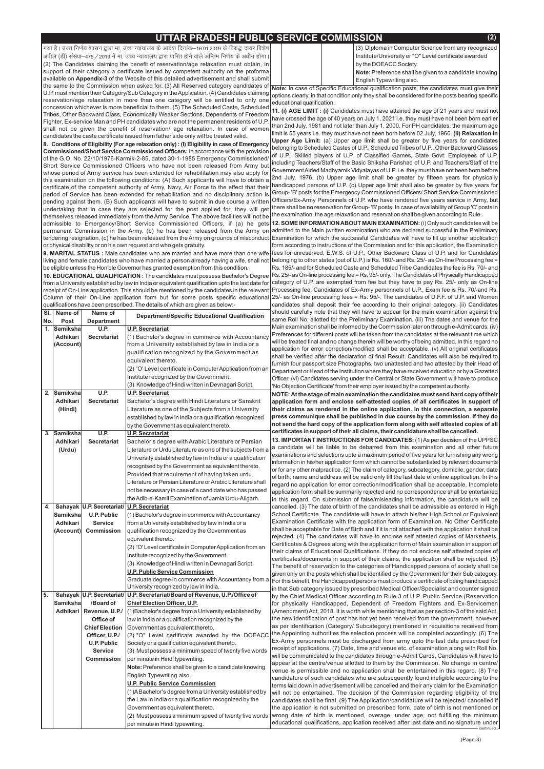गया है। उक्त निर्णय शासन द्वारा मा. उच्च न्यायालय के आदेश दिनांक–16.01.2019 के विरुद्ध दायर विशेष अपील (डी) संख्या–475/2019 में मा. उच्च न्यायालय द्वारा पारित होने वाले अन्तिम निर्णय के अधीन होगा। (2) The Candidates claiming the benefit of reservation/age relaxation must obtain, in support of their category a certificate issued by competent authority on the proforma available on **Appendix-3** of the Website of this detailed advertisement and shall submit the same to the Commission when asked for. (3) All Reserved category candidates of U.P. must mention their Category/Sub Category in the Application. (4) Candidates claiming reservation/age relaxation in more than one category will be given benefit to only one concession whichever is more beneficial to them. (5) The Scheduled Caste, Scheduled Tribes, Other Backward Classes, Economically Weaker Sections, Dependents of Freedom Fighter, Ex-service Man and PH candidates who are not the permanent residents of U.P. shall not be given the benefit of reservation/ age relaxation. In case of women candidates the caste certificate issued from father side only will be treated valid.

**8. Conditions of Eligibility (For age relaxation only) : (I) Eligibility in case of Emergency Commissioned/Short Service Commissioned Officers:** In accordance with the provision of the G.O. No. 22/10/1976-Karmik-2-85, dated 30-1-1985 Emergency Commissioned/ Short Service Commissioned Officers who have not been released from Army but whose period of Army service has been extended for rehabilitation may also apply for this examination on the following conditions: (A) Such applicants will have to obtain a certificate of the competent authority of Army, Navy, Air Force to the effect that their period of Service has been extended for rehabilitation and no disciplinary action is pending against them. (B) Such applicants will have to submit in due course a written undertaking that in case they are selected for the post applied for, they will get themselves released immediately from the Army Service. The above facilities will not be admissible to Emergency/Short Service Commissioned Officers, if (a) he gets permanent Commission in the Army, (b) he has been released from the Army on tendering resignation, (c) he has been released from the Army on grounds of misconduct or physical disability or on his own request and who gets gratuity.

**9. MARITAL STATUS :** Male candidates who are married and have more than one wife living and female candidates who have married a person already having a wife, shall not be eligible unless the Hon'ble Governor has granted exemption from this condition.

**10. EDUCATIONAL QUALIFICATION :** The candidates must possess Bachelor's Degree from a University established by law in India or equivalent qualification upto the last date for receipt of On-Line application. This should be mentioned by the candidates in the relevant Column of their On-Line application form but for some posts specific educational qualifications have been prescribed. The details of which are given as below:-

| Sl. No. | Name of Post | Name of Department | Department/Specific Educational Qualification |
|---|---|---|---|
| 1. | Samiksha Adhikari (Account) | U.P. Secretariat | **U.P. Secretariat**<br>(1) Bachelor's degree in commerce with Accountancy from a University established by law in India or a qualification recognized by the Government as equivalent thereto.<br>(2) 'O' Level certificate in Computer Application from an Institute recognized by the Government.<br>(3) Knowledge of Hindi written in Devnagari Script. |
| 2. | Samiksha Adhikari (Hindi) | U.P. Secretariat | **U.P. Secretariat**<br>Bachelor's degree with Hindi Literature or Sanskrit Literature as one of the Subjects from a University established by law in India or a qualification recognized by the Government as equivalent thereto. |
| 3. | Samiksha Adhikari (Urdu) | U.P. Secretariat | **U.P. Secretariat**<br>Bachelor's degree with Arabic Literature or Persian Literature or Urdu Literature as one of the subjects from a University established by law in India or a qualification recognised by the Government as equivalent thereto. Provided that requirement of having taken urdu Literature or Persian Literature or Arabic Literature shall not be necessary in case of a candidate who has passed the Adib-e-Kamil Examination of Jamia Urdu-Aligarh. |
| 4. | Sahayak Samiksha Adhikari (Account) | U.P. Secretariat/ U.P. Public Service Commission | **U.P. Secretariat**<br>(1) Bachelor's degree in commerce with Accountancy from a University established by law in India or a qualification recognized by the Government as equivalent thereto.<br>(2) 'O' Level certificate in Computer Application from an Institute recognized by the Government.<br>(3) Knowledge of Hindi written in Devnagari Script.<br>**U.P. Public Service Commission**<br>Graduate degree in commerce with Accountancy from a University recognized by law in India. |
| 5. | Sahayak Samiksha Adhikari | U.P. Secretariat/ /Board of Revenue, U.P./ Office of Chief Election Officer, U.P./ U.P. Public Service Commission | **U.P. Secretariat/Board of Revenue, U.P./Office of Chief Election Officer, U.P.**<br>(1)Bachelor's degree from a University established by law in India or a qualification recognized by the Government as equivalent thereto.<br>(2) "O" Level certificate awarded by the DOEACC Society or a qualification equivalent thereto.<br>(3) Must possess a minimum speed of twenty five words per minute in Hindi typewriting.<br>**Note:** Preference shall be given to a candidate knowing English Typewriting also.<br>**U.P. Public Service Commission**<br>(1)A Bachelor's degree from a University established by the Law in India or a qualification recognized by the Government as equivalent thereto.<br>(2) Must possess a minimum speed of twenty five words per minute in Hindi typewriting.<br>(3) Diploma in Computer Science from any recognized Institute/University or "O" Level certificate awarded by the DOEACC Society.<br>**Note:** Preference shall be given to a candidate knowing English Typewriting also. |

**Note:** In case of Specific Educational qualification posts, the candidates must give their options clearly, in that condition only they shall be considered for the posts bearing specific educational qualification.

**11. (i) AGE LIMIT : (i)** Candidates must have attained the age of 21 years and must not have crossed the age of 40 years on July 1, 2021 i.e. they must have not been born earlier than 2nd July, 1981 and not later than July 1, 2000. For PH candidates, the maximum age limit is 55 years i.e. they must have not been born before 02 July, 1966. **(ii) Relaxation in Upper Age Limit:** (a) Upper age limit shall be greater by five years for candidates belonging to Scheduled Castes of U.P., Scheduled Tribes of U.P., Other Backward Classes of U.P., Skilled players of U.P. of Classified Games, State Govt. Employees of U.P. including Teachers/Staff of the Basic Shiksha Parishad of U.P. and Teachers/Staff of the Government Aided Madhyamik Vidyalayas of U.P. i.e. they must have not been born before 2nd July, 1976. (b) Upper age limit shall be greater by fifteen years for physically handicapped persons of U.P. (c) Upper age limit shall also be greater by five years for Group- 'B' posts for the Emergency Commissioned Officers/ Short Service Commissioned Officers/Ex-Army Personnels of U.P. who have rendered five years service in Army, but there shall be no reservation for Group- 'B' posts. In case of availability of Group 'C' posts in the examination, the age relaxation and reservation shall be given according to Rule.

**12. SOME INFORMATION ABOUT MAIN EXAMINATION:** (i) Only such candidates will be admitted to the Main (written examination) who are declared successful in the Preliminary Examination for which the successful Candidates will have to fill up another application form according to instructions of the Commission and for this application, the Examination fees for unreserved, E.W.S. of U.P., Other Backward Class of U.P. and for Candidates belonging to other states (out of U.P.) is Rs. 160/- and Rs. 25/- as On-line Processing fee = Rs. 185/- and for Scheduled Caste and Scheduled Tribe Candidates the fee is Rs. 70/- and Rs. 25/- as On-line processing fee = Rs. 95/- only. The Candidates of Physically Handicapped category of U.P. are exempted from fee but they have to pay Rs. 25/- only as On-line Processing fee. Candidates of Ex-Army personnels of U.P., Exam fee is Rs. 70/-and Rs. 25/- as On-line processing fees = Rs. 95/-. The candidates of D.F.F. of U.P. and Women candidates shall deposit their fee according to their original category. (ii) Candidates should carefully note that they will have to appear for the main examination against the same Roll No. allotted for the Preliminary Examination. (iii) The dates and venue for the Main examination shall be informed by the Commission later on through e-Admit cards. (iv) Preferences for different posts will be taken from the candidates at the relevant time which will be treated final and no change therein will be worthy of being admitted. In this regard no application for error correction/modified shall be acceptable. (v) All original certificates shall be verified after the declaration of final Result. Candidates will also be required to furnish four passport size Photographs, two unattested and two attested by their Head of Department or Head of the Institution where they have received education or by a Gazetted Officer. (vi) Candidates serving under the Central or State Government will have to produce 'No Objection Certificate' from their employer issued by the competent authority.

**NOTE: At the stage of main examination the candidates must send hard copy of their application form and enclose self-attested copies of all certificates in support of their claims as rendered in the online application. In this connection, a separate press communique shall be published in due course by the commission. If they do not send the hard copy of the application form along with self attested copies of all certificates in support of their all claims, their candidature shall be cancelled.**

**13. IMPORTANT INSTRUCTIONS FOR CANDIDATES:** (1) As per decision of the UPPSC a candidate will be liable to be debarred from this examination and all other future examinations and selections upto a maximum period of five years for furnishing any wrong information in his/her application form which cannot be substantiated by relevant documents or for any other malpractice. (2) The claim of category, subcategory, domicile, gender, date of birth, name and address will be valid only till the last date of online application. In this regard no application for error correction/modification shall be acceptable. Incomplete application form shall be summarily rejected and no correspondence shall be entertained in this regard. On submission of false/misleading information, the candidature will be cancelled. (3) The date of birth of the candidates shall be admissible as entered in High School Certificate. The candidate will have to attach his/her High School or Equivalent Examination Certificate with the application form of Examination. No Other Certificate shall be acceptable for Date of Birth and if it is not attached with the application it shall be rejected. (4) The candidates will have to enclose self attested copies of Marksheets, Certificates & Degrees along with the application form of Main examination in support of their claims of Educational Qualifications. If they do not enclose self attested copies of certificates/documents in support of their claims, the application shall be rejected. (5) The benefit of reservation to the categories of Handicapped persons of society shall be given only on the posts which shall be identified by the Government for their Sub category. For this benefit, the Handicapped persons must produce a certificate of being handicapped in that Sub category issued by prescribed Medical Officer/Specialist and counter signed by the Chief Medical Officer according to Rule 3 of U.P. Public Service (Reservation for physically Handicapped, Dependent of Freedom Fighters and Ex-Servicemen (Amendment) Act, 2018. It is worth while mentioning that as per section-3 of the said Act, the new identification of post has not yet been received from the government, however as per identification (Category/ Subcategory) mentioned in requisitions received from the Appointing authorities the selection process will be completed accordingly. (6) The Ex-Army personnels must be discharged from army upto the last date prescribed for receipt of applications. (7) Date, time and venue etc. of examination along with Roll No. will be communicated to the candidates through e-Admit Cards, Candidates will have to appear at the centre/venue allotted to them by the Commission. No change in centre/ venue is permissible and no application shall be entertained in this regard. (8) The candidature of such candidates who are subsequently found ineligible according to the terms laid down in advertisement will be cancelled and their any claim for the Examination will not be entertained. The decision of the Commission regarding eligibility of the candidates shall be final. (9) The Application/candidature will be rejected/ cancelled if the application is not submitted on prescribed form, date of birth is not mentioned or wrong date of birth is mentioned, overage, under age, not fulfilling the minimum educational qualifications, application received after last date and no signature under

continued...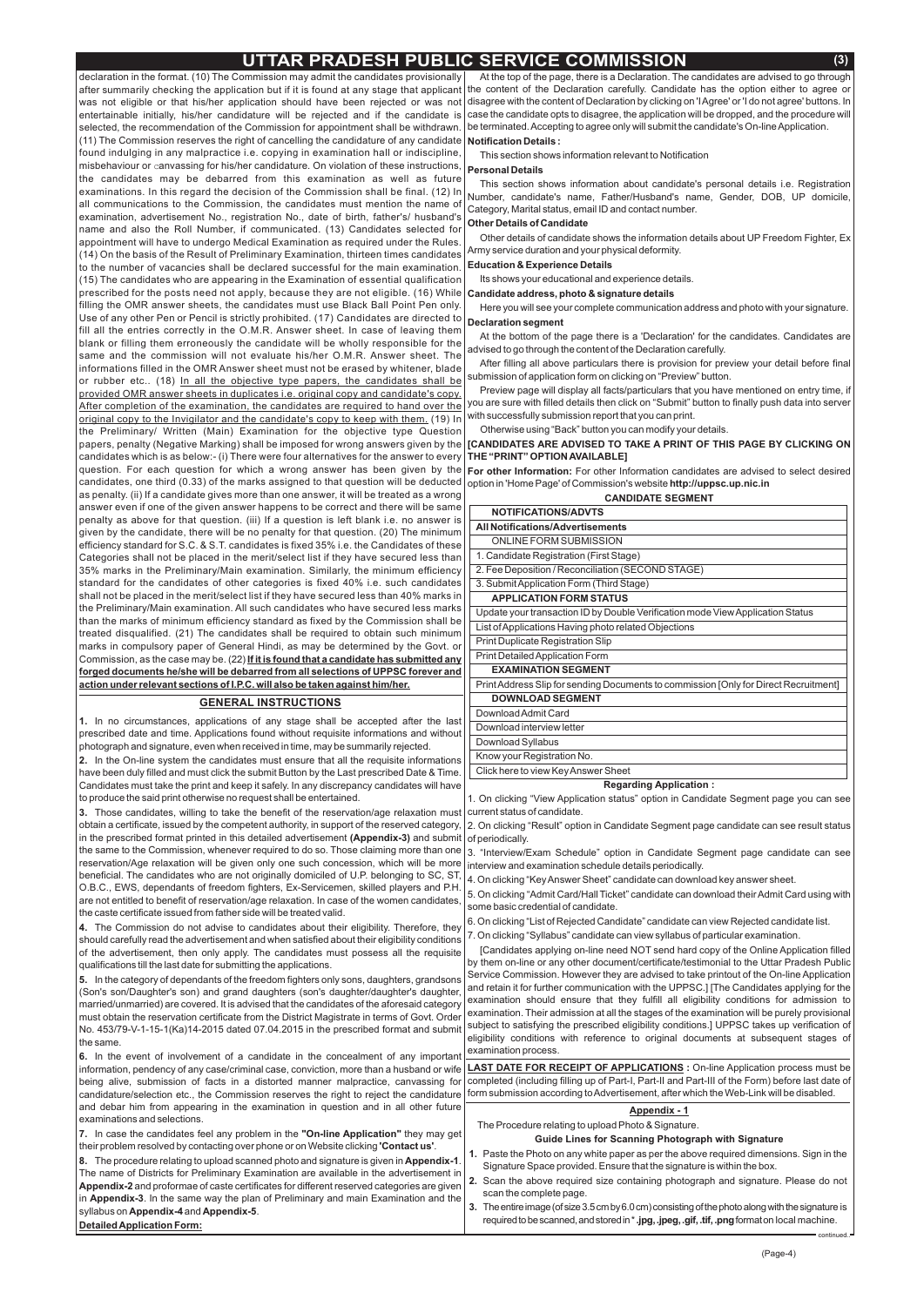declaration in the format. (10) The Commission may admit the candidates provisionally after summarily checking the application but if it is found at any stage that applicant was not eligible or that his/her application should have been rejected or was not entertainable initially, his/her candidature will be rejected and if the candidate is selected, the recommendation of the Commission for appointment shall be withdrawn. (11) The Commission reserves the right of cancelling the candidature of any candidate found indulging in any malpractice i.e. copying in examination hall or indiscipline, misbehaviour or canvassing for his/her candidature. On violation of these instructions, the candidates may be debarred from this examination as well as future examinations. In this regard the decision of the Commission shall be final. (12) In all communications to the Commission, the candidates must mention the name of examination, advertisement No., registration No., date of birth, father's/ husband's name and also the Roll Number, if communicated. (13) Candidates selected for appointment will have to undergo Medical Examination as required under the Rules. (14) On the basis of the Result of Preliminary Examination, thirteen times candidates to the number of vacancies shall be declared successful for the main examination. (15) The candidates who are appearing in the Examination of essential qualification prescribed for the posts need not apply, because they are not eligible. (16) While filling the OMR answer sheets, the candidates must use Black Ball Point Pen only. Use of any other Pen or Pencil is strictly prohibited. (17) Candidates are directed to fill all the entries correctly in the O.M.R. Answer sheet. In case of leaving them blank or filling them erroneously the candidate will be wholly responsible for the same and the commission will not evaluate his/her O.M.R. Answer sheet. The informations filled in the OMR Answer sheet must not be erased by whitener, blade or rubber etc.. (18) <u>In all the objective type papers, the candidates shall be provided OMR answer sheets in duplicates i.e. original copy and candidate's copy. After completion of the examination, the candidates are required to hand over the original copy to the Invigilator and the candidate's copy to keep with them.</u> (19) In the Preliminary/ Written (Main) Examination for the objective type Question papers, penalty (Negative Marking) shall be imposed for wrong answers given by the candidates which is as below:- (i) There were four alternatives for the answer to every question. For each question for which a wrong answer has been given by the candidates, one third (0.33) of the marks assigned to that question will be deducted as penalty. (ii) If a candidate gives more than one answer, it will be treated as a wrong answer even if one of the given answer happens to be correct and there will be same penalty as above for that question. (iii) If a question is left blank i.e. no answer is given by the candidate, there will be no penalty for that question. (20) The minimum efficiency standard for S.C. & S.T. candidates is fixed 35% i.e. the Candidates of these Categories shall not be placed in the merit/select list if they have secured less than 35% marks in the Preliminary/Main examination. Similarly, the minimum efficiency standard for the candidates of other categories is fixed 40% i.e. such candidates shall not be placed in the merit/select list if they have secured less than 40% marks in the Preliminary/Main examination. All such candidates who have secured less marks than the marks of minimum efficiency standard as fixed by the Commission shall be treated disqualified. (21) The candidates shall be required to obtain such minimum marks in compulsory paper of General Hindi, as may be determined by the Govt. or Commission, as the case may be. (22) **<u>If it is found that a candidate has submitted any forged documents he/she will be debarred from all selections of UPPSC forever and action under relevant sections of I.P.C. will also be taken against him/her.</u>**

## GENERAL INSTRUCTIONS

**1.** In no circumstances, applications of any stage shall be accepted after the last prescribed date and time. Applications found without requisite informations and without photograph and signature, even when received in time, may be summarily rejected.

**2.** In the On-line system the candidates must ensure that all the requisite informations have been duly filled and must click the submit Button by the Last prescribed Date & Time. Candidates must take the print and keep it safely. In any discrepancy candidates will have to produce the said print otherwise no request shall be entertained.

**3.** Those candidates, willing to take the benefit of the reservation/age relaxation must obtain a certificate, issued by the competent authority, in support of the reserved category, in the prescribed format printed in this detailed advertisement **(Appendix-3)** and submit the same to the Commission, whenever required to do so. Those claiming more than one reservation/Age relaxation will be given only one such concession, which will be more beneficial. The candidates who are not originally domiciled of U.P. belonging to SC, ST, O.B.C., EWS, dependants of freedom fighters, Ex-Servicemen, skilled players and P.H. are not entitled to benefit of reservation/age relaxation. In case of the women candidates, the caste certificate issued from father side will be treated valid.

**4.** The Commission do not advise to candidates about their eligibility. Therefore, they should carefully read the advertisement and when satisfied about their eligibility conditions of the advertisement, then only apply. The candidates must possess all the requisite qualifications till the last date for submitting the applications.

**5.** In the category of dependants of the freedom fighters only sons, daughters, grandsons (Son's son/Daughter's son) and grand daughters (son's daughter/daughter's daughter, married/unmarried) are covered. It is advised that the candidates of the aforesaid category must obtain the reservation certificate from the District Magistrate in terms of Govt. Order No. 453/79-V-1-15-1(Ka)14-2015 dated 07.04.2015 in the prescribed format and submit the same.

**6.** In the event of involvement of a candidate in the concealment of any important information, pendency of any case/criminal case, conviction, more than a husband or wife being alive, submission of facts in a distorted manner malpractice, canvassing for candidature/selection etc., the Commission reserves the right to reject the candidature and debar him from appearing in the examination in question and in all other future examinations and selections.

**7.** In case the candidates feel any problem in the **"On-line Application"** they may get their problem resolved by contacting over phone or on Website clicking **'Contact us'**.

**8.** The procedure relating to upload scanned photo and signature is given in **Appendix-1**. The name of Districts for Preliminary Examination are available in the advertisement in **Appendix-2** and proformae of caste certificates for different reserved categories are given in **Appendix-3**. In the same way the plan of Preliminary and main Examination and the syllabus on **Appendix-4** and **Appendix-5**.

**<u>Detailed Application Form:</u>**

At the top of the page, there is a Declaration. The candidates are advised to go through the content of the Declaration carefully. Candidate has the option either to agree or disagree with the content of Declaration by clicking on 'I Agree' or 'I do not agree' buttons. In case the candidate opts to disagree, the application will be dropped, and the procedure will be terminated. Accepting to agree only will submit the candidate's On-line Application.

**Notification Details :**

This section shows information relevant to Notification

**Personal Details**

This section shows information about candidate's personal details i.e. Registration Number, candidate's name, Father/Husband's name, Gender, DOB, UP domicile, Category, Marital status, email ID and contact number.

**Other Details of Candidate**

Other details of candidate shows the information details about UP Freedom Fighter, Ex Army service duration and your physical deformity.

**Education & Experience Details**

Its shows your educational and experience details.

**Candidate address, photo & signature details**

Here you will see your complete communication address and photo with your signature.

**Declaration segment**

At the bottom of the page there is a 'Declaration' for the candidates. Candidates are advised to go through the content of the Declaration carefully.

After filling all above particulars there is provision for preview your detail before final submission of application form on clicking on "Preview" button.

Preview page will display all facts/particulars that you have mentioned on entry time, if you are sure with filled details then click on "Submit" button to finally push data into server with successfully submission report that you can print.

Otherwise using "Back" button you can modify your details.

**[CANDIDATES ARE ADVISED TO TAKE A PRINT OF THIS PAGE BY CLICKING ON THE "PRINT" OPTION AVAILABLE]**

**For other Information:** For other Information candidates are advised to select desired option in 'Home Page' of Commission's website **http://uppsc.up.nic.in**

**CANDIDATE SEGMENT**

| **NOTIFICATIONS/ADVTS** |
|---|
| **All Notifications/Advertisements** |
| ONLINE FORM SUBMISSION |
| 1. Candidate Registration (First Stage) |
| 2. Fee Deposition / Reconciliation (SECOND STAGE) |
| 3. Submit Application Form (Third Stage) |
| **APPLICATION FORM STATUS** |
| Update your transaction ID by Double Verification mode View Application Status |
| List of Applications Having photo related Objections |
| Print Duplicate Registration Slip |
| Print Detailed Application Form |
| **EXAMINATION SEGMENT** |
| Print Address Slip for sending Documents to commission [Only for Direct Recruitment] |
| **DOWNLOAD SEGMENT** |
| Download Admit Card |
| Download interview letter |
| Download Syllabus |
| Know your Registration No. |
| Click here to view Key Answer Sheet |

**Regarding Application :**

1. On clicking "View Application status" option in Candidate Segment page you can see current status of candidate.
2. On clicking "Result" option in Candidate Segment page candidate can see result status of periodically.
3. "Interview/Exam Schedule" option in Candidate Segment page candidate can see interview and examination schedule details periodically.
4. On clicking "Key Answer Sheet" candidate can download key answer sheet.
5. On clicking "Admit Card/Hall Ticket" candidate can download their Admit Card using with some basic credential of candidate.
6. On clicking "List of Rejected Candidate" candidate can view Rejected candidate list.
7. On clicking "Syllabus" candidate can view syllabus of particular examination.

[Candidates applying on-line need NOT send hard copy of the Online Application filled by them on-line or any other document/certificate/testimonial to the Uttar Pradesh Public Service Commission. However they are advised to take printout of the On-line Application and retain it for further communication with the UPPSC.] [The Candidates applying for the examination should ensure that they fulfill all eligibility conditions for admission to examination. Their admission at all the stages of the examination will be purely provisional subject to satisfying the prescribed eligibility conditions.] UPPSC takes up verification of eligibility conditions with reference to original documents at subsequent stages of examination process.

**<u>LAST DATE FOR RECEIPT OF APPLICATIONS</u> :** On-line Application process must be completed (including filling up of Part-I, Part-II and Part-III of the Form) before last date of form submission according to Advertisement, after which the Web-Link will be disabled.

## <u>Appendix - 1</u>

The Procedure relating to upload Photo & Signature.

**Guide Lines for Scanning Photograph with Signature**

**1.** Paste the Photo on any white paper as per the above required dimensions. Sign in the Signature Space provided. Ensure that the signature is within the box.

**2.** Scan the above required size containing photograph and signature. Please do not scan the complete page.

**3.** The entire image (of size 3.5 cm by 6.0 cm) consisting of the photo along with the signature is required to be scanned, and stored in ***.jpg, .jpeg, .gif, .tif, .png** format on local machine.

continued...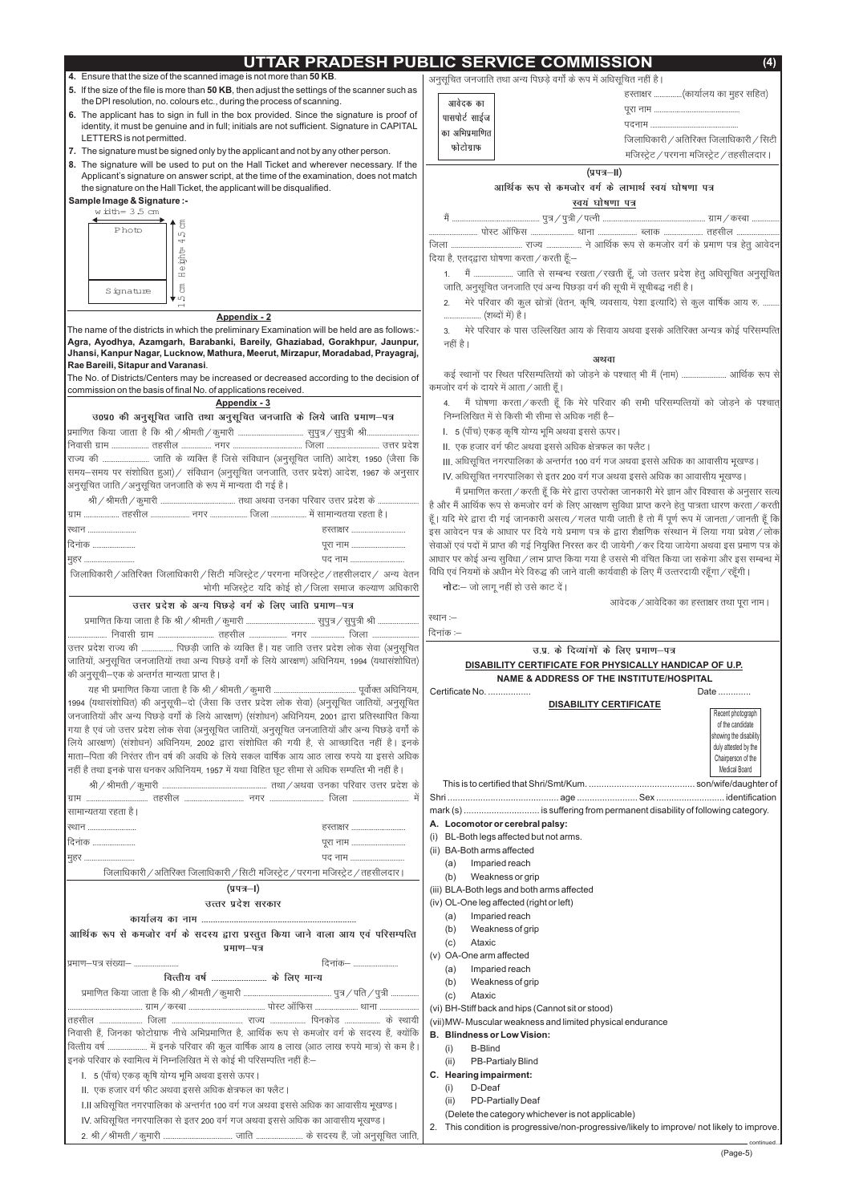# UTTAR PRADESH PUBLIC SERVICE COMMISSION

4. Ensure that the size of the scanned image is not more than **50 KB**.
5. If the size of the file is more than **50 KB**, then adjust the settings of the scanner such as the DPI resolution, no. colours etc., during the process of scanning.
6. The applicant has to sign in full in the box provided. Since the signature is proof of identity, it must be genuine and in full; initials are not sufficient. Signature in CAPITAL LETTERS is not permitted.
7. The signature must be signed only by the applicant and not by any other person.
8. The signature will be used to put on the Hall Ticket and wherever necessary. If the Applicant's signature on answer script, at the time of the examination, does not match the signature on the Hall Ticket, the applicant will be disqualified.

**Sample Image & Signature :-**

width= 3.5 cm

Photo — Height= 4.5 cm

Signature — 1.5 cm

## Appendix - 2

The name of the districts in which the preliminary Examination will be held are as follows:- **Agra, Ayodhya, Azamgarh, Barabanki, Bareilly, Ghaziabad, Gorakhpur, Jaunpur, Jhansi, Kanpur Nagar, Lucknow, Mathura, Meerut, Mirzapur, Moradabad, Prayagraj, Rae Bareili, Sitapur and Varanasi**.

The No. of Districts/Centers may be increased or decreased according to the decision of commission on the basis of final No. of applications received.

## Appendix - 3

### उ0प्र0 की अनुसूचित जाति तथा अनुसूचित जनजाति के लिये जाति प्रमाण–पत्र

प्रमाणित किया जाता है कि श्री / श्रीमती / कुमारी .................................. सुपुत्र / सुपुत्री श्री.......................... निवासी ग्राम .................. तहसील ............... नगर ................................ जिला ........................ उत्तर प्रदेश राज्य की ........................ जाति के व्यक्ति हैं जिसे संविधान (अनुसूचित जाति) आदेश, 1950 (जैसा कि समय–समय पर संशोधित हुआ) / संविधान (अनुसूचित जनजाति, उत्तर प्रदेश) आदेश, 1967 के अनुसार अनुसूचित जाति / अनुसूचित जनजाति के रूप में मान्यता दी गई है।

श्री / श्रीमती / कुमारी ................................... तथा अथवा उनका परिवार उत्तर प्रदेश के ................... ग्राम ................. तहसील .................. नगर .................. जिला ................. में सामान्यतया रहता है।

स्थान .........................  हस्ताक्षर ...........................

दिनांक ......................  पूरा नाम ............................

मुहर .........................  पद नाम .............................

जिलाधिकारी / अतिरिक्त जिलाधिकारी / सिटी मजिस्ट्रेट / परगना मजिस्ट्रेट / तहसीलदार / अन्य वेतन भोगी मजिस्ट्रेट यदि कोई हो / जिला समाज कल्याण अधिकारी

### उत्तर प्रदेश के अन्य पिछड़े वर्ग के लिए जाति प्रमाण–पत्र

प्रमाणित किया जाता है कि श्री / श्रीमती / कुमारी ................................... सुपुत्र / सुपुत्री श्री ..................... ................... निवासी ग्राम ........................... तहसील .................. नगर ............... जिला ....................... उत्तर प्रदेश राज्य की ................ पिछड़ी जाति के व्यक्ति हैं। यह जाति उत्तर प्रदेश लोक सेवा (अनुसूचित जातियों, अनुसूचित जनजातियों तथा अन्य पिछड़े वर्गों के लिये आरक्षण) अधिनियम, 1994 (यथासंशोधित) की अनुसूची–एक के अन्तर्गत मान्यता प्राप्त है।

यह भी प्रमाणित किया जाता है कि श्री / श्रीमती / कुमारी ......................................... पूर्वोक्त अधिनियम, 1994 (यथासंशोधित) की अनुसूची–दो (जैसा कि उत्तर प्रदेश लोक सेवा) (अनुसूचित जातियों, अनुसूचित जनजातियों और अन्य पिछड़े वर्गों के लिये आरक्षण) (संशोधन) अधिनियम, 2001 द्वारा प्रतिस्थापित किया गया है एवं जो उत्तर प्रदेश लोक सेवा (अनुसूचित जातियों, अनुसूचित जनजातियों और अन्य पिछड़े वर्गों के लिये आरक्षण) (संशोधन) अधिनियम, 2002 द्वारा संशोधित की गयी है, से आच्छादित नहीं है। इनके माता–पिता की निरंतर तीन वर्ष की अवधि के लिये सकल वार्षिक आय आठ लाख रुपये या इससे अधिक नहीं है तथा इनके पास धनकर अधिनियम, 1957 में यथा विहित छूट सीमा से अधिक सम्पत्ति भी नहीं है।

श्री / श्रीमती / कुमारी ...................................... तथा / अथवा उनका परिवार उत्तर प्रदेश के ग्राम .............................. तहसील ............................ नगर ........................... जिला ............................ में सामान्यतया रहता है।

स्थान .........................  हस्ताक्षर ...........................

दिनांक ......................  पूरा नाम ...........................

मुहर .........................  पद नाम ............................

जिलाधिकारी / अतिरिक्त जिलाधिकारी / सिटी मजिस्ट्रेट / परगना मजिस्ट्रेट / तहसीलदार।

### (प्रपत्र–I)

### उत्तर प्रदेश सरकार

**कार्यालय का नाम** ........................................................

### आर्थिक रूप से कमजोर वर्ग के सदस्य द्वारा प्रस्तुत किया जाने वाला आय एवं परिसम्पत्ति प्रमाण–पत्र

प्रमाण–पत्र संख्या– ......................  दिनांक– ......................

**वित्तीय वर्ष ........................ के लिए मान्य**

प्रमाणित किया जाता है कि श्री / श्रीमती / कुमारी .............................................. पुत्र / पति / पुत्री .............. .................................... ग्राम / कस्बा ....................................... पोस्ट ऑफिस ...................... थाना .................... तहसील .......................... जिला ......................... राज्य ................. पिनकोड .................. के स्थायी निवासी हैं, जिनका फोटोग्राफ नीचे अभिप्रमाणित है, आर्थिक रूप से कमजोर वर्ग के सदस्य हैं, क्योंकि वित्तीय वर्ष .................... में इनके परिवार की कुल वार्षिक आय 8 लाख (आठ लाख रुपये मात्र) से कम है। इनके परिवार के स्वामित्व में निम्नलिखित में से कोई भी परिसम्पत्ति नहीं है:–

I. 5 (पाँच) एकड़ कृषि योग्य भूमि अथवा इससे ऊपर।

II. एक हजार वर्ग फीट अथवा इससे अधिक क्षेत्रफल का फ्लैट।

I.II अधिसूचित नगरपालिका के अन्तर्गत 100 वर्ग गज अथवा इससे अधिक का आवासीय भूखण्ड।

IV. अधिसूचित नगरपालिका से इतर 200 वर्ग गज अथवा इससे अधिक का आवासीय भूखण्ड।

2. श्री / श्रीमती / कुमारी ................................... जाति ....................... के सदस्य हैं, जो अनुसूचित जाति, अनुसूचित जनजाति तथा अन्य पिछड़े वर्गों के रूप में अधिसूचित नहीं है।

आवेदक का पासपोर्ट साईज का अभिप्रमाणित फोटोग्राफ

हस्ताक्षर ..............(कार्यालय का मुहर सहित)

पूरा नाम ..............................................

पदनाम ..................................................

जिलाधिकारी / अतिरिक्त जिलाधिकारी / सिटी मजिस्ट्रेट / परगना मजिस्ट्रेट / तहसीलदार।

### (प्रपत्र–II)

### आर्थिक रूप से कमजोर वर्ग के लाभार्थ स्वयं घोषणा पत्र

### स्वयं घोषणा पत्र

मैं ..................................... पुत्र / पुत्री / पत्नी ............................................. ग्राम / कस्बा .............. ......................... पोस्ट ऑफिस ...................... थाना ................... ब्लाक .................... तहसील ..................... जिला ...................................... राज्य .................. ने आर्थिक रूप से कमजोर वर्ग के प्रमाण पत्र हेतु आवेदन दिया है, एतद्‌द्वारा घोषणा करता / करती हूँ:–

1. मैं .................... जाति से सम्बन्ध रखता / रखती हूँ, जो उत्तर प्रदेश हेतु अधिसूचित अनुसूचित जाति, अनुसूचित जनजाति एवं अन्य पिछड़ा वर्ग की सूची में सूचीबद्ध नहीं है।

2. मेरे परिवार की कुल स्रोतों (वेतन, कृषि, व्यवसाय, पेशा इत्यादि) से कुल वार्षिक आय रु. ......... .................. (शब्दों में) है।

3. मेरे परिवार के पास उल्लिखित आय के सिवाय अथवा इसके अतिरिक्त अन्यत्र कोई परिसम्पत्ति नहीं है।

**अथवा**

कई स्थानों पर स्थित परिसम्पत्तियों को जोड़ने के पश्चात् भी मैं (नाम) ......................... आर्थिक रूप से कमजोर वर्ग के दायरे में आता / आती हूँ।

4. मैं घोषणा करता / करती हूँ कि मेरे परिवार की सभी परिसम्पत्तियों को जोड़ने के पश्चात् निम्नलिखित में से किसी भी सीमा से अधिक नहीं है–

I. 5 (पाँच) एकड़ कृषि योग्य भूमि अथवा इससे ऊपर।

II. एक हजार वर्ग फीट अथवा इससे अधिक क्षेत्रफल का फ्लैट।

III. अधिसूचित नगरपालिका के अन्तर्गत 100 वर्ग गज अथवा इससे अधिक का आवासीय भूखण्ड।

IV. अधिसूचित नगरपालिका से इतर 200 वर्ग गज अथवा इससे अधिक का आवासीय भूखण्ड।

मैं प्रमाणित करता / करती हूँ कि मेरे द्वारा उपरोक्त जानकारी मेरे ज्ञान और विश्वास के अनुसार सत्य है और मैं आर्थिक रूप से कमजोर वर्ग के लिए आरक्षण सुविधा प्राप्त करने हेतु पात्रता धारण करता / करती हूँ। यदि मेरे द्वारा दी गई जानकारी असत्य / गलत पायी जाती है तो मैं पूर्ण रूप में जानता / जानती हूँ कि इस आवेदन पत्र के आधार पर दिये गये प्रमाण पत्र के द्वारा शैक्षणिक संस्थान में लिया गया प्रवेश / लोक सेवाओं एवं पदों में प्राप्त की गई नियुक्ति निरस्त कर दी जायेगी / कर दिया जायेगा अथवा इस प्रमाण पत्र के आधार पर कोई अन्य सुविधा / लाभ प्राप्त किया गया है उससे भी वंचित किया जा सकेगा और इस सम्बन्ध में विधि एवं नियमों के अधीन मेरे विरुद्ध की जाने वाली कार्यवाही के लिए मैं उत्तरदायी रहूँगा / रहूँगी।

**नोट:**– जो लागू नहीं हो उसे काट दें।

आवेदक / आवेदिका का हस्ताक्षर तथा पूरा नाम।

स्थान :–

दिनांक :–

### उ.प्र. के दिव्यांगों के लिए प्रमाण–पत्र

### DISABILITY CERTIFICATE FOR PHYSICALLY HANDICAP OF U.P.

**NAME & ADDRESS OF THE INSTITUTE/HOSPITAL**

Certificate No. .................  Date ............

**DISABILITY CERTIFICATE**

Recent photograph of the candidate showing the disability duly attested by the Chairperson of the Medical Board

This is to certified that Shri/Smt/Kum. .......................................... son/wife/daughter of Shri .......................................... age ........................ Sex ........................... identification mark (s) .............................. is suffering from permanent disability of following category.

**A. Locomotor or cerebral palsy:**

(i) BL-Both legs affected but not arms.

(ii) BA-Both arms affected
  - (a) Impaired reach
  - (b) Weakness or grip

(iii) BLA-Both legs and both arms affected

(iv) OL-One leg affected (right or left)
  - (a) Impaired reach
  - (b) Weakness of grip
  - (c) Ataxic

(v) OA-One arm affected
  - (a) Impaired reach
  - (b) Weakness of grip
  - (c) Ataxic

(vi) BH-Stiff back and hips (Cannot sit or stood)

(vii) MW- Muscular weakness and limited physical endurance

**B. Blindness or Low Vision:**

(i) B-Blind

(ii) PB-Partialy Blind

**C. Hearing impairment:**

(i) D-Deaf

(ii) PD-Partially Deaf

(Delete the category whichever is not applicable)

2. This condition is progressive/non-progressive/likely to improve/ not likely to improve.

continued..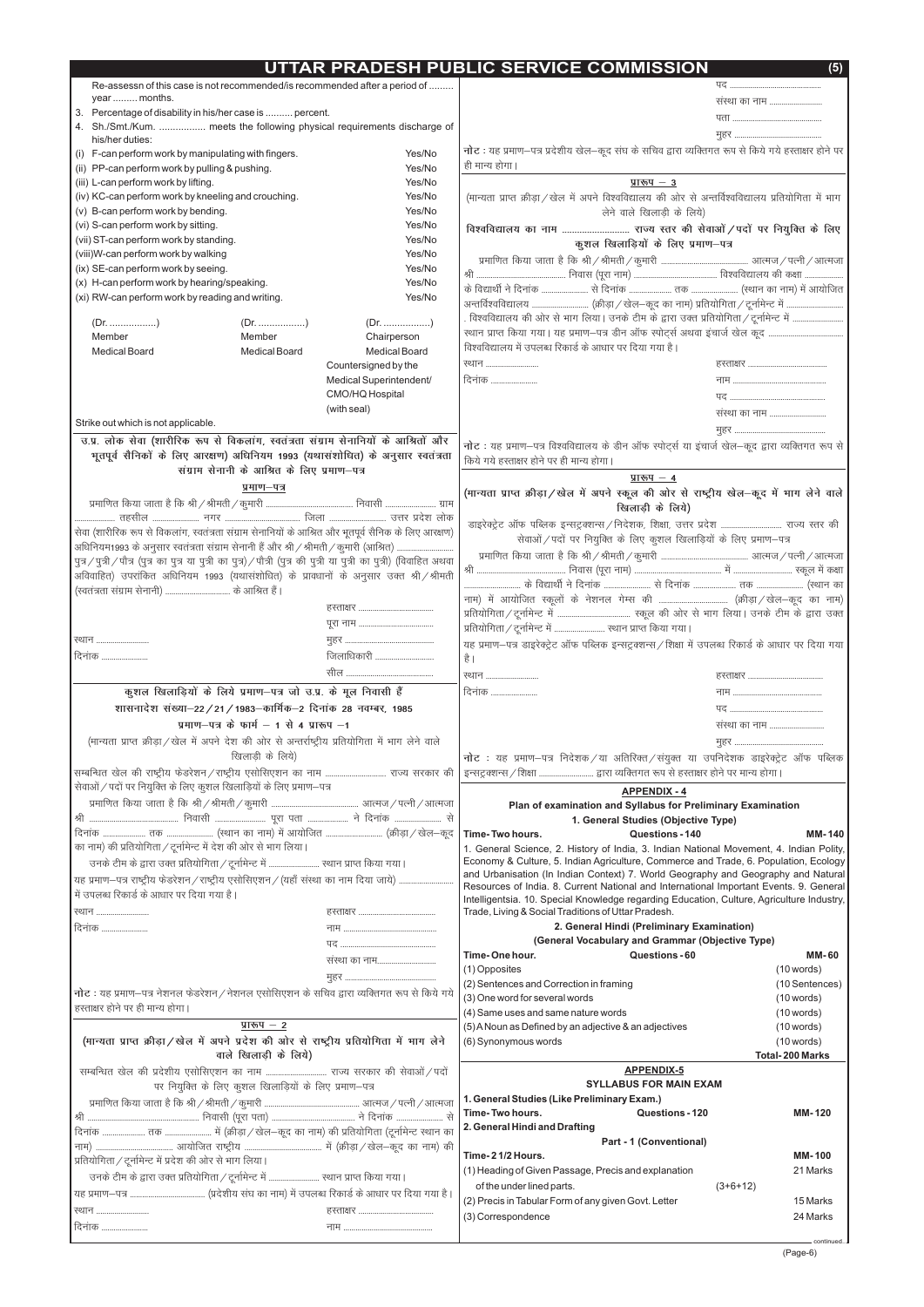Re-assessn of this case is not recommended/is recommended after a period of ......... year ......... months.

3. Percentage of disability in his/her case is .......... percent.

4. Sh./Smt./Kum. ................ meets the following physical requirements discharge of his/her duties:

(i) F-can perform work by manipulating with fingers. Yes/No
(ii) PP-can perform work by pulling & pushing. Yes/No
(iii) L-can perform work by lifting. Yes/No
(iv) KC-can perform work by kneeling and crouching. Yes/No
(v) B-can perform work by bending. Yes/No
(vi) S-can perform work by sitting. Yes/No
(vii) ST-can perform work by standing. Yes/No
(viii)W-can perform work by walking Yes/No
(ix) SE-can perform work by seeing. Yes/No
(x) H-can perform work by hearing/speaking. Yes/No
(xi) RW-can perform work by reading and writing. Yes/No

| (Dr. .................) | (Dr. .................) | (Dr. .................) |
|---|---|---|
| Member | Member | Chairperson |
| Medical Board | Medical Board | Medical Board |

Countersigned by the
Medical Superintendent/
CMO/HQ Hospital
(with seal)

Strike out which is not applicable.

### उ.प्र. लोक सेवा (शारीरिक रूप से विकलांग, स्वतंत्रता संग्राम सेनानियों के आश्रितों और भूतपूर्व सैनिकों के लिए आरक्षण) अधिनियम 1993 (यथासंशोधित) के अनुसार स्वतंत्रता संग्राम सेनानी के आश्रित के लिए प्रमाण–पत्र

**प्रमाण–पत्र**

प्रमाणित किया जाता है कि श्री / श्रीमती / कुमारी .................................... निवासी ..................... ग्राम .................. तहसील .................... नगर ................................ जिला ........................ उत्तर प्रदेश लोक सेवा (शारीरिक रूप से विकलांग, स्वतंत्रता संग्राम सेनानियों के आश्रित और भूतपूर्व सैनिक के लिए आरक्षण) अधिनियम1993 के अनुसार स्वतंत्रता संग्राम सेनानी हैं और श्री / श्रीमती / कुमारी (आश्रित) ........................ पुत्र / पुत्री / पौत्र (पुत्र का पुत्र या पुत्री का पुत्र) / पौत्री (पुत्र की पुत्री या पुत्री का पुत्री) (विवाहित अथवा अविवाहित) उपरांकित अधिनियम 1993 (यथासंशोधित) के प्रावधानों के अनुसार उक्त श्री / श्रीमती (स्वतंत्रता संग्राम सेनानी) .............................. के आश्रित हैं।

हस्ताक्षर ................................
पूरा नाम ................................

स्थान ........................ मुहर ................................
दिनांक ..................... जिलाधिकारी ........................
सील ................................

### कुशल खिलाड़ियों के लिये प्रमाण–पत्र जो उ.प्र. के मूल निवासी हैं

**शासनादेश संख्या–22 / 21 / 1983–कार्मिक–2 दिनांक 28 नवम्बर, 1985**

**प्रमाण–पत्र के फार्म – 1 से 4 प्रारूप –1**

(मान्यता प्राप्त क्रीड़ा / खेल में अपने देश की ओर से अन्तर्राष्ट्रीय प्रतियोगिता में भाग लेने वाले खिलाड़ी के लिये)

सम्बन्धित खेल की राष्ट्रीय फेडरेशन / राष्ट्रीय एसोसिएशन का नाम ............................ राज्य सरकार की सेवाओं / पदों पर नियुक्ति के लिए कुशल खिलाड़ियों के लिए प्रमाण–पत्र

प्रमाणित किया जाता है कि श्री / श्रीमती / कुमारी ........................................ आत्मज / पत्नी / आत्मजा श्री ........................................ निवासी ..................... पूरा पता .................. ने दिनांक .......................... से दिनांक ................... तक ..................... (स्थान का नाम) में आयोजित .......................... (क्रीड़ा / खेल–कूद का नाम) की प्रतियोगिता / टूर्नामेन्ट में देश की ओर से भाग लिया।

उनके टीम के द्वारा उक्त प्रतियोगिता / टूर्नामेन्ट में ...................... स्थान प्राप्त किया गया।

यह प्रमाण–पत्र राष्ट्रीय फेडरेशन / राष्ट्रीय एसोसिएशन / (यहाँ संस्था का नाम दिया जाये) ......................... में उपलब्ध रिकार्ड के आधार पर दिया गया है।

स्थान ........................ हस्ताक्षर ................................
दिनांक ..................... नाम ................................
पद ................................
संस्था का नाम.........................
मुहर ................................

**नोट :** यह प्रमाण–पत्र नेशनल फेडरेशन / नेशनल एसोसिएशन के सचिव द्वारा व्यक्तिगत रूप से किये गये हस्ताक्षर होने पर ही मान्य होगा।

**प्रारूप – 2**

**(मान्यता प्राप्त क्रीड़ा / खेल में अपने प्रदेश की ओर से राष्ट्रीय प्रतियोगिता में भाग लेने वाले खिलाड़ी के लिये)**

सम्बन्धित खेल की प्रदेशीय एसोसिएशन का नाम ............................ राज्य सरकार की सेवाओं / पदों पर नियुक्ति के लिए कुशल खिलाड़ियों के लिए प्रमाण–पत्र

प्रमाणित किया जाता है कि श्री / श्रीमती / कुमारी ........................................ आत्मज / पत्नी / आत्मजा श्री .................................................. निवासी (पूरा पता) ........................ ने दिनांक ...................... से दिनांक .................. तक ..................... में (क्रीड़ा / खेल–कूद का नाम) की प्रतियोगिता (टूर्नामेन्ट स्थान का नाम) ............................ आयोजित राष्ट्रीय .................................. में (क्रीड़ा / खेल–कूद का नाम) की प्रतियोगिता / टूर्नामेन्ट में प्रदेश की ओर से भाग लिया।

उनके टीम के द्वारा उक्त प्रतियोगिता / टूर्नामेन्ट में ...................... स्थान प्राप्त किया गया।

यह प्रमाण–पत्र ................................... (प्रदेशीय संघ का नाम) में उपलब्ध रिकार्ड के आधार पर दिया गया है।

स्थान ........................ हस्ताक्षर ................................
दिनांक ..................... नाम ................................
पद ................................
संस्था का नाम ........................
पता ................................
मुहर ................................

**नोट :** यह प्रमाण–पत्र प्रदेशीय खेल–कूद संघ के सचिव द्वारा व्यक्तिगत रूप से किये गये हस्ताक्षर होने पर ही मान्य होगा।

**प्रारूप – 3**

(मान्यता प्राप्त क्रीड़ा / खेल में अपने विश्वविद्यालय की ओर से अन्तर्विश्वविद्यालय प्रतियोगिता में भाग लेने वाले खिलाड़ी के लिये)

**विश्वविद्यालय का नाम ............................ राज्य स्तर की सेवाओं / पदों पर नियुक्ति के लिए कुशल खिलाड़ियों के लिए प्रमाण–पत्र**

प्रमाणित किया जाता है कि श्री / श्रीमती / कुमारी ........................................ आत्मज / पत्नी / आत्मजा श्री ........................... निवास (पूरा नाम) ........................................ विश्वविद्यालय की कक्षा .................. के विद्यार्थी ने दिनांक ..................... से दिनांक ................... तक ..................... (स्थान का नाम) में आयोजित अन्तर्विश्वविद्यालय .......................... (क्रीड़ा / खेल–कूद का नाम) प्रतियोगिता / टूर्नामेन्ट में .......................... विश्वविद्यालय की ओर से भाग लिया। उनके टीम के द्वारा उक्त प्रतियोगिता / टूर्नामेन्ट में ...................... स्थान प्राप्त किया गया। यह प्रमाण–पत्र डीन ऑफ स्पोर्ट्स अथवा इंचार्ज खेल कूद .................................. विश्वविद्यालय में उपलब्ध रिकार्ड के आधार पर दिया गया है।

स्थान ........................ हस्ताक्षर ................................
दिनांक ..................... नाम ................................
पद ................................
संस्था का नाम ........................
मुहर ................................

**नोट :** यह प्रमाण–पत्र विश्वविद्यालय के डीन ऑफ स्पोर्ट्स या इंचार्ज खेल–कूद द्वारा व्यक्तिगत रूप से किये गये हस्ताक्षर होने पर ही मान्य होगा।

**प्रारूप – 4**

**(मान्यता प्राप्त क्रीड़ा / खेल में अपने स्कूल की ओर से राष्ट्रीय खेल–कूद में भाग लेने वाले खिलाड़ी के लिये)**

डाइरेक्ट्रेट ऑफ पब्लिक इन्स्ट्रक्शन्स / निदेशक, शिक्षा, उत्तर प्रदेश ............................ राज्य स्तर की सेवाओं / पदों पर नियुक्ति के लिए कुशल खिलाड़ियों के लिए प्रमाण–पत्र

प्रमाणित किया जाता है कि श्री / श्रीमती / कुमारी ........................................ आत्मज / पत्नी / आत्मजा श्री ........................... निवास (पूरा नाम) ........................................ में ........................ स्कूल में कक्षा ..................... के विद्यार्थी ने दिनांक ..................... से दिनांक ................... तक .................. (स्थान का नाम) में आयोजित स्कूलों के नेशनल गेम्स की ................................ (क्रीड़ा / खेल–कूद का नाम) प्रतियोगिता / टूर्नामेन्ट में ................................ स्कूल की ओर से भाग लिया। उनके टीम के द्वारा उक्त प्रतियोगिता / टूर्नामेन्ट में ...................... स्थान प्राप्त किया गया।

यह प्रमाण–पत्र डाइरेक्ट्रेट ऑफ पब्लिक इन्स्ट्रक्शन्स / शिक्षा में उपलब्ध रिकार्ड के आधार पर दिया गया है।

स्थान ........................ हस्ताक्षर ................................
दिनांक ..................... नाम ................................
पद ................................
संस्था का नाम ........................
मुहर ................................

**नोट :** यह प्रमाण–पत्र निदेशक / या अतिरिक्त / संयुक्त या उपनिदेशक डाइरेक्ट्रेट ऑफ पब्लिक इन्स्ट्रक्शन्स / शिक्षा ........................ द्वारा व्यक्तिगत रूप से हस्ताक्षर होने पर मान्य होगा।

## APPENDIX - 4

### Plan of examination and Syllabus for Preliminary Examination

#### 1. General Studies (Objective Type)

**Time- Two hours. Questions - 140 MM- 140**

1. General Science, 2. History of India, 3. Indian National Movement, 4. Indian Polity, Economy & Culture, 5. Indian Agriculture, Commerce and Trade, 6. Population, Ecology and Urbanisation (In Indian Context) 7. World Geography and Geography and Natural Resources of India. 8. Current National and International Important Events. 9. General Intelligentsia. 10. Special Knowledge regarding Education, Culture, Agriculture Industry, Trade, Living & Social Traditions of Uttar Pradesh.

#### 2. General Hindi (Preliminary Examination)

**(General Vocabulary and Grammar (Objective Type)**

**Time- One hour. Questions - 60 MM- 60**

| | |
|---|---|
| (1) Opposites | (10 words) |
| (2) Sentences and Correction in framing | (10 Sentences) |
| (3) One word for several words | (10 words) |
| (4) Same uses and same nature words | (10 words) |
| (5) A Noun as Defined by an adjective & an adjectives | (10 words) |
| (6) Synonymous words | (10 words) |
| | **Total- 200 Marks** |

## APPENDIX-5

### SYLLABUS FOR MAIN EXAM

**1. General Studies (Like Preliminary Exam.)**

**Time- Two hours. Questions - 120 MM- 120**

**2. General Hindi and Drafting**

**Part - 1 (Conventional)**

**Time- 2 1/2 Hours. MM- 100**

| | | |
|---|---|---|
| (1) Heading of Given Passage, Precis and explanation of the under lined parts. | (3+6+12) | 21 Marks |
| (2) Precis in Tabular Form of any given Govt. Letter | | 15 Marks |
| (3) Correspondence | | 24 Marks |

continued...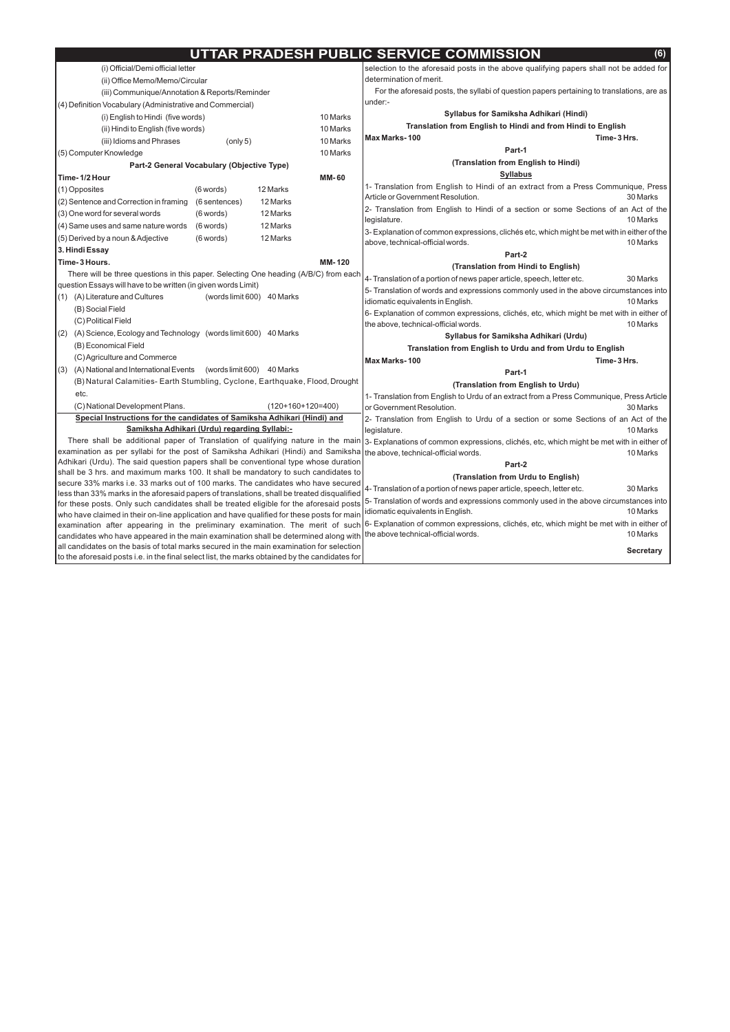(i) Official/Demi official letter

(ii) Office Memo/Memo/Circular

(iii) Communique/Annotation & Reports/Reminder

(4) Definition Vocabulary (Administrative and Commercial)

| | | |
|---|---|---|
| (i) English to Hindi (five words) | | 10 Marks |
| (ii) Hindi to English (five words) | | 10 Marks |
| (iii) Idioms and Phrases | (only 5) | 10 Marks |
| (5) Computer Knowledge | | 10 Marks |

**Part-2 General Vocabulary (Objective Type)**

**Time- 1/2 Hour** **MM- 60**

| | | |
|---|---|---|
| (1) Opposites | (6 words) | 12 Marks |
| (2) Sentence and Correction in framing | (6 sentences) | 12 Marks |
| (3) One word for several words | (6 words) | 12 Marks |
| (4) Same uses and same nature words | (6 words) | 12 Marks |
| (5) Derived by a noun & Adjective | (6 words) | 12 Marks |

**3. Hindi Essay**

**Time- 3 Hours.** **MM- 120**

There will be three questions in this paper. Selecting One heading (A/B/C) from each question Essays will have to be written (in given words Limit)

(1) (A) Literature and Cultures (words limit 600) 40 Marks

(B) Social Field

(C) Political Field

(2) (A) Science, Ecology and Technology (words limit 600) 40 Marks

(B) Economical Field

(C) Agriculture and Commerce

(3) (A) National and International Events (words limit 600) 40 Marks

(B) Natural Calamities- Earth Stumbling, Cyclone, Earthquake, Flood, Drought etc.

(C) National Development Plans. (120+160+120=400)

**Special Instructions for the candidates of Samiksha Adhikari (Hindi) and Samiksha Adhikari (Urdu) regarding Syllabi:-**

There shall be additional paper of Translation of qualifying nature in the main examination as per syllabi for the post of Samiksha Adhikari (Hindi) and Samiksha Adhikari (Urdu). The said question papers shall be conventional type whose duration shall be 3 hrs. and maximum marks 100. It shall be mandatory to such candidates to secure 33% marks i.e. 33 marks out of 100 marks. The candidates who have secured less than 33% marks in the aforesaid papers of translations, shall be treated disqualified for these posts. Only such candidates shall be treated eligible for the aforesaid posts who have claimed in their on-line application and have qualified for these posts for main examination after appearing in the preliminary examination. The merit of such candidates who have appeared in the main examination shall be determined along with all candidates on the basis of total marks secured in the main examination for selection to the aforesaid posts i.e. in the final select list, the marks obtained by the candidates for selection to the aforesaid posts in the above qualifying papers shall not be added for determination of merit.

For the aforesaid posts, the syllabi of question papers pertaining to translations, are as under:-

**Syllabus for Samiksha Adhikari (Hindi)**

**Translation from English to Hindi and from Hindi to English**

**Max Marks- 100** **Time- 3 Hrs.**

**Part-1**

**(Translation from English to Hindi)**

**Syllabus**

1- Translation from English to Hindi of an extract from a Press Communique, Press Article or Government Resolution. 30 Marks

2- Translation from English to Hindi of a section or some Sections of an Act of the legislature. 10 Marks

3- Explanation of common expressions, clichés etc, which might be met with in either of the above, technical-official words. 10 Marks

**Part-2**

**(Translation from Hindi to English)**

4- Translation of a portion of news paper article, speech, letter etc. 30 Marks

5- Translation of words and expressions commonly used in the above circumstances into idiomatic equivalents in English. 10 Marks

6- Explanation of common expressions, clichés, etc, which might be met with in either of the above, technical-official words. 10 Marks

**Syllabus for Samiksha Adhikari (Urdu)**

**Translation from English to Urdu and from Urdu to English**

**Max Marks- 100** **Time- 3 Hrs.**

**Part-1**

**(Translation from English to Urdu)**

1- Translation from English to Urdu of an extract from a Press Communique, Press Article or Government Resolution. 30 Marks

2- Translation from English to Urdu of a section or some Sections of an Act of the legislature. 10 Marks

3- Explanations of common expressions, clichés, etc, which might be met with in either of the above, technical-official words. 10 Marks

**Part-2**

**(Translation from Urdu to English)**

4- Translation of a portion of news paper article, speech, letter etc. 30 Marks

5- Translation of words and expressions commonly used in the above circumstances into idiomatic equivalents in English. 10 Marks

6- Explanation of common expressions, clichés, etc, which might be met with in either of the above technical-official words. 10 Marks

**Secretary**